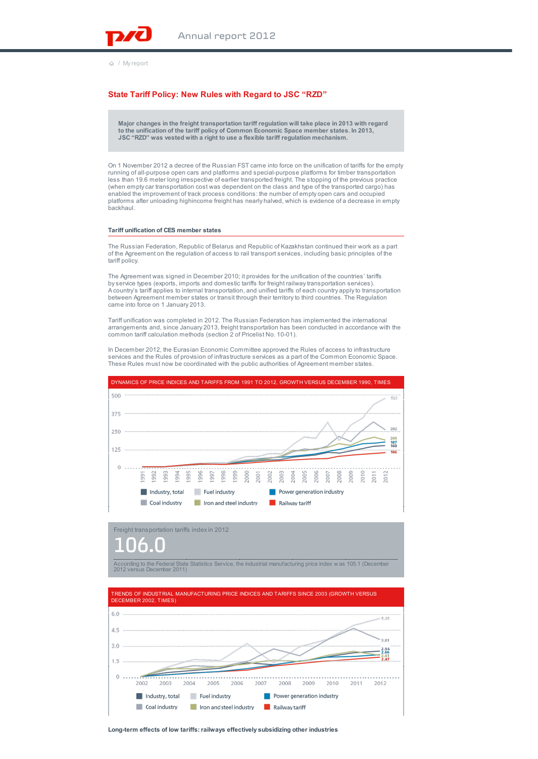## State Tariff Policy: New Rules with Regard to JSC "RZD"

**Major changes in the freight transportation tariff regulation will take place in 2013 with regard to the unification of the tariff policy of Common Economic Space member states. In 2013, JSC "RZD" was vested with a right to use a flexible tariff regulation mechanism.**

On 1 November 2012 a decree of the Russian FST came into force on the unification of tariffs for the empty running of all-purpose open cars and platforms and special-purpose platforms for timber transportation less than 19.6 meter long irrespective of earlier transported freight. The stopping of the previous practice (when empty car transportation cost was dependent on the class and type of the transported cargo) has enabled the improvement of track process conditions: the number of empty open cars and occupied platforms after unloading highincome freight has nearly halved, which is evidence of a decrease in empty backhaul.

### Tariff unification of CES member states

The Russian Federation, Republic of Belarus and Republic of Kazakhstan continued their work as a part of the Agreement on the regulation of access to rail transport services, including basic principles of the tariff policy.

The Agreement was signed in December 2010; it provides for the unification of the countries' tariffs by service types (exports, imports and domestic tariffs for freight railway transportation services). A country's tariff applies to internal transportation, and unified tariffs of each country apply to transportation between Agreement member states or transit through their territory to third countries. The Regulation came into force on 1 January 2013.

Tariff unification was completed in 2012. The Russian Federation has implemented the international arrangements and, since January 2013, freight transportation has been conducted in accordance with the common tariff calculation methods (section 2 of Pricelist No. 10-01).

In December 2012, the Eurasian Economic Committee approved the Rules of access to infrastructure services and the Rules of provision of infrastructure services as a part of the Common Economic Space. These Rules must now be coordinated with the public authorities of Agreement member states.

DYNAMICS OF PRICE INDICES AND TARIFFS FROM 1991 TO 2012, GROWTH VERSUS DECEMBER 1990, TIMES

Values in 2012: 528, 282, 201, 187, 160, 106

Legend: Industry, total; Fuel industry; Power generation industry; Coal industry; Iron and steel industry; Railway tariff

Freight transportation tariffs index in 2012

**106.0**

According to the Federal State Statistics Service, the industrial manufacturing price index was 105.1 (December 2012 versus December 2011)

TRENDS OF INDUSTRIAL MANUFACTURING PRICE INDICES AND TARIFFS SINCE 2003 (GROWTH VERSUS DECEMBER 2002, TIMES)

Values in 2012: 5.35, 3.81, 2.94, 2.66, 2.61, 2.47

Legend: Industry, total; Fuel industry; Power generation industry; Coal industry; Iron and steel industry; Railway tariff

### Long-term effects of low tariffs: railways effectively subsidizing other industries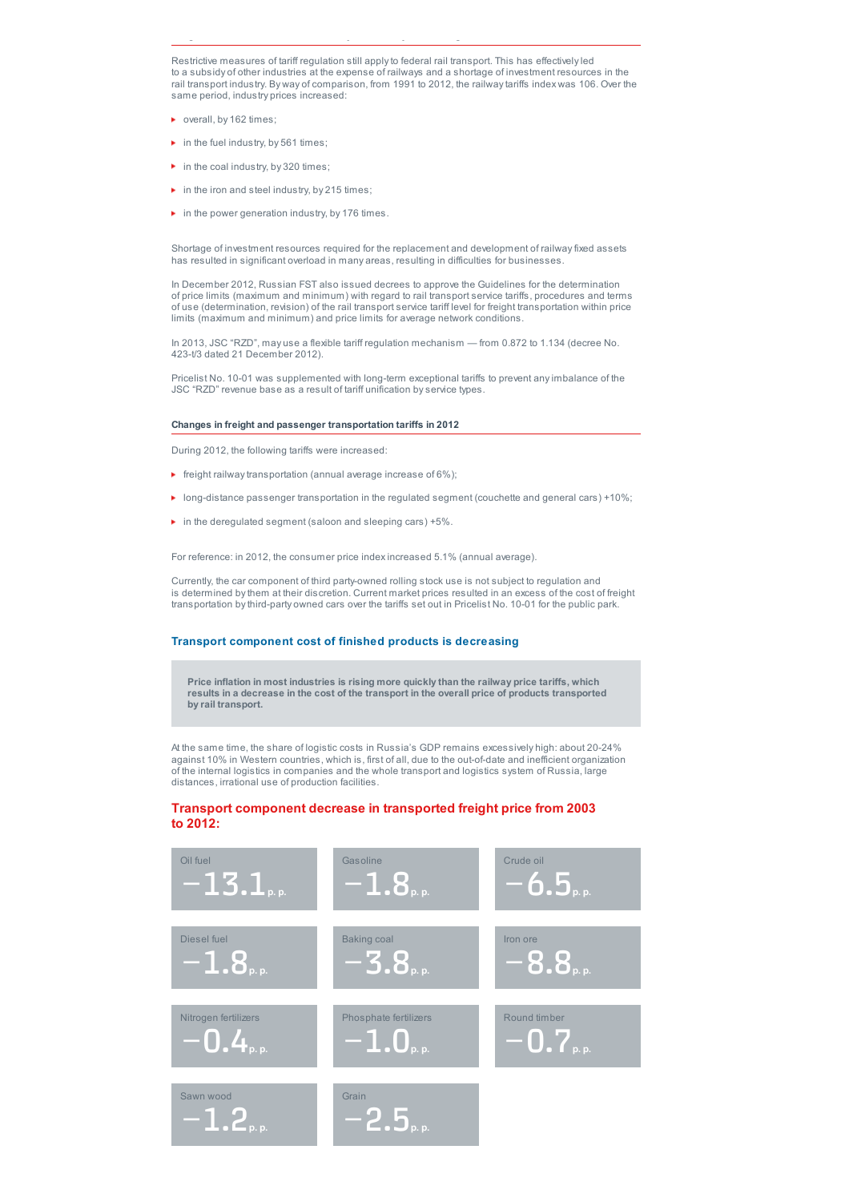Restrictive measures of tariff regulation still apply to federal rail transport. This has effectively led to a subsidy of other industries at the expense of railways and a shortage of investment resources in the rail transport industry. By way of comparison, from 1991 to 2012, the railway tariffs index was 106. Over the same period, industry prices increased:

- overall, by 162 times;
- in the fuel industry, by 561 times;
- in the coal industry, by 320 times;
- in the iron and steel industry, by 215 times;
- in the power generation industry, by 176 times.

Shortage of investment resources required for the replacement and development of railway fixed assets has resulted in significant overload in many areas, resulting in difficulties for businesses.

In December 2012, Russian FST also issued decrees to approve the Guidelines for the determination of price limits (maximum and minimum) with regard to rail transport service tariffs, procedures and terms of use (determination, revision) of the rail transport service tariff level for freight transportation within price limits (maximum and minimum) and price limits for average network conditions.

In 2013, JSC "RZD", may use a flexible tariff regulation mechanism — from 0.872 to 1.134 (decree No. 423-t/3 dated 21 December 2012).

Pricelist No. 10-01 was supplemented with long-term exceptional tariffs to prevent any imbalance of the JSC "RZD" revenue base as a result of tariff unification by service types.

#### Changes in freight and passenger transportation tariffs in 2012

During 2012, the following tariffs were increased:

- freight railway transportation (annual average increase of 6%);
- long-distance passenger transportation in the regulated segment (couchette and general cars) +10%;
- in the deregulated segment (saloon and sleeping cars) +5%.

For reference: in 2012, the consumer price index increased 5.1% (annual average).

Currently, the car component of third party-owned rolling stock use is not subject to regulation and is determined by them at their discretion. Current market prices resulted in an excess of the cost of freight transportation by third-party owned cars over the tariffs set out in Pricelist No. 10-01 for the public park.

### Transport component cost of finished products is decreasing

**Price inflation in most industries is rising more quickly than the railway price tariffs, which results in a decrease in the cost of the transport in the overall price of products transported by rail transport.**

At the same time, the share of logistic costs in Russia's GDP remains excessively high: about 20-24% against 10% in Western countries, which is, first of all, due to the out-of-date and inefficient organization of the internal logistics in companies and the whole transport and logistics system of Russia, large distances, irrational use of production facilities.

### Transport component decrease in transported freight price from 2003 to 2012:

| Product | Decrease |
| --- | --- |
| Oil fuel | −13.1 p. p. |
| Gasoline | −1.8 p. p. |
| Crude oil | −6.5 p. p. |
| Diesel fuel | −1.8 p. p. |
| Baking coal | −3.8 p. p. |
| Iron ore | −8.8 p. p. |
| Nitrogen fertilizers | −0.4 p. p. |
| Phosphate fertilizers | −1.0 p. p. |
| Round timber | −0.7 p. p. |
| Sawn wood | −1.2 p. p. |
| Grain | −2.5 p. p. |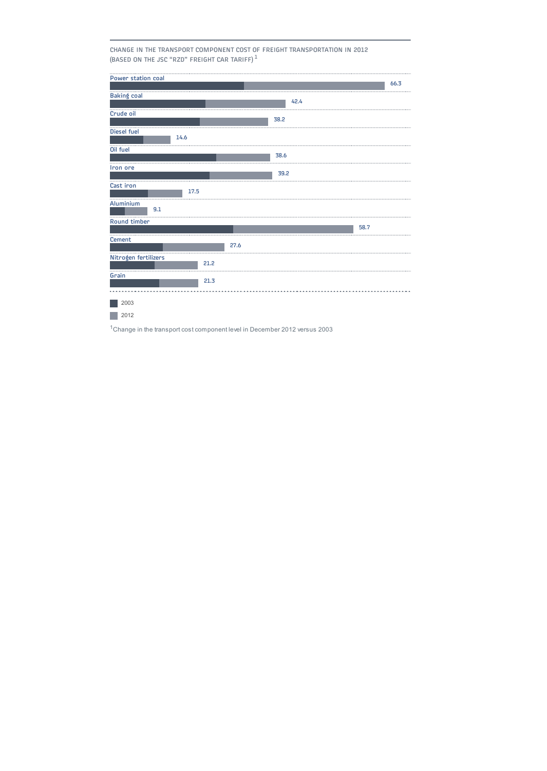CHANGE IN THE TRANSPORT COMPONENT COST OF FREIGHT TRANSPORTATION IN 2012 (BASED ON THE JSC "RZD" FREIGHT CAR TARIFF)[1]

Power station coal
66.3

Baking coal
42.4

Crude oil
38.2

Diesel fuel
14.6

Oil fuel
38.6

Iron ore
39.2

Cast iron
17.5

Aluminium
9.1

Round timber
58.7

Cement
27.6

Nitrogen fertilizers
21.2

Grain
21.3

2003

2012

[1]Change in the transport cost component level in December 2012 versus 2003